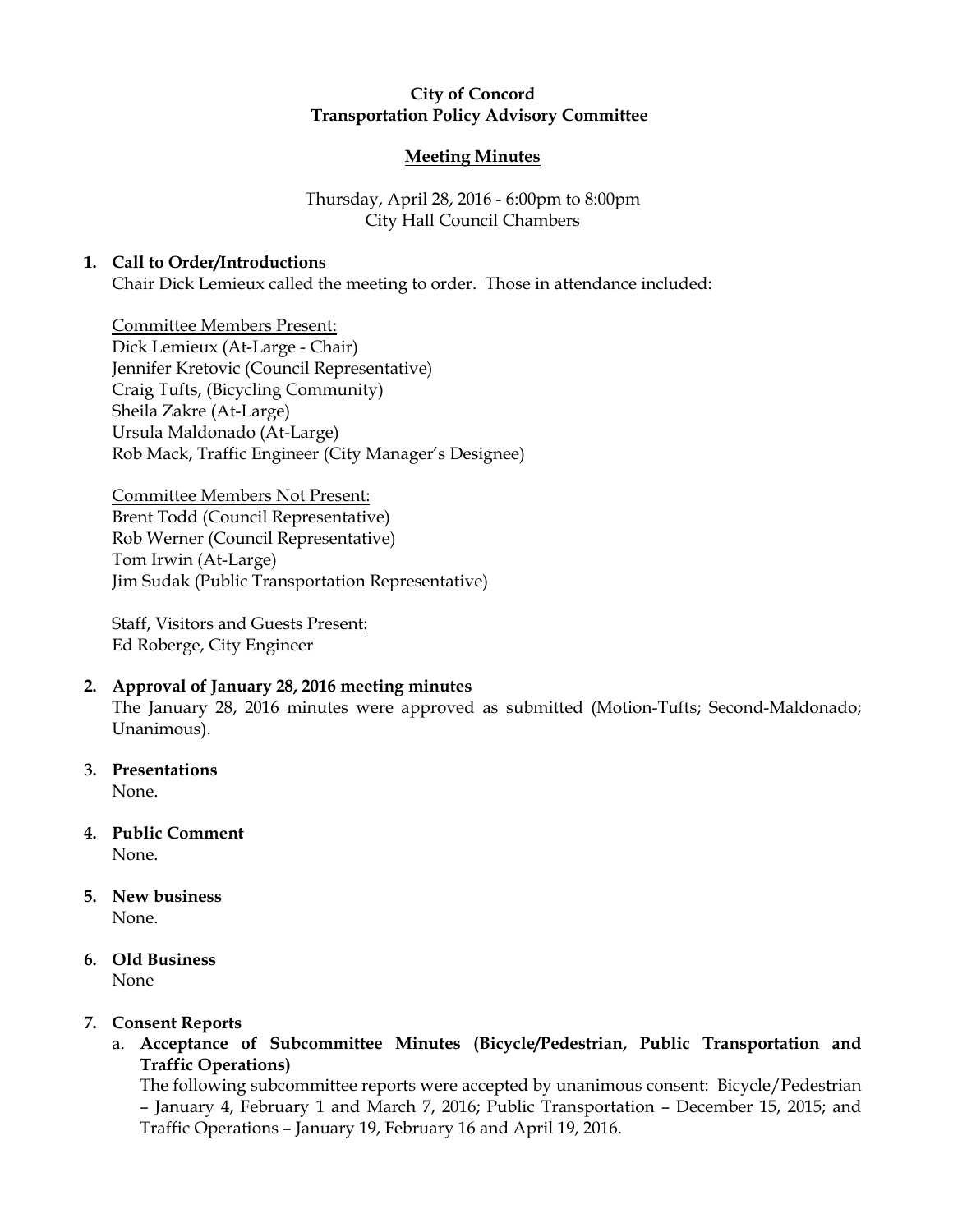**City of Concord**
**Transportation Policy Advisory Committee**

**Meeting Minutes**

Thursday, April 28, 2016 - 6:00pm to 8:00pm
City Hall Council Chambers

1. **Call to Order/Introductions**
   Chair Dick Lemieux called the meeting to order. Those in attendance included:

   Committee Members Present:
   Dick Lemieux (At-Large - Chair)
   Jennifer Kretovic (Council Representative)
   Craig Tufts, (Bicycling Community)
   Sheila Zakre (At-Large)
   Ursula Maldonado (At-Large)
   Rob Mack, Traffic Engineer (City Manager's Designee)

   Committee Members Not Present:
   Brent Todd (Council Representative)
   Rob Werner (Council Representative)
   Tom Irwin (At-Large)
   Jim Sudak (Public Transportation Representative)

   Staff, Visitors and Guests Present:
   Ed Roberge, City Engineer

2. **Approval of January 28, 2016 meeting minutes**
   The January 28, 2016 minutes were approved as submitted (Motion-Tufts; Second-Maldonado; Unanimous).

3. **Presentations**
   None.

4. **Public Comment**
   None.

5. **New business**
   None.

6. **Old Business**
   None

7. **Consent Reports**
   a. **Acceptance of Subcommittee Minutes (Bicycle/Pedestrian, Public Transportation and Traffic Operations)**
      The following subcommittee reports were accepted by unanimous consent: Bicycle/Pedestrian – January 4, February 1 and March 7, 2016; Public Transportation – December 15, 2015; and Traffic Operations – January 19, February 16 and April 19, 2016.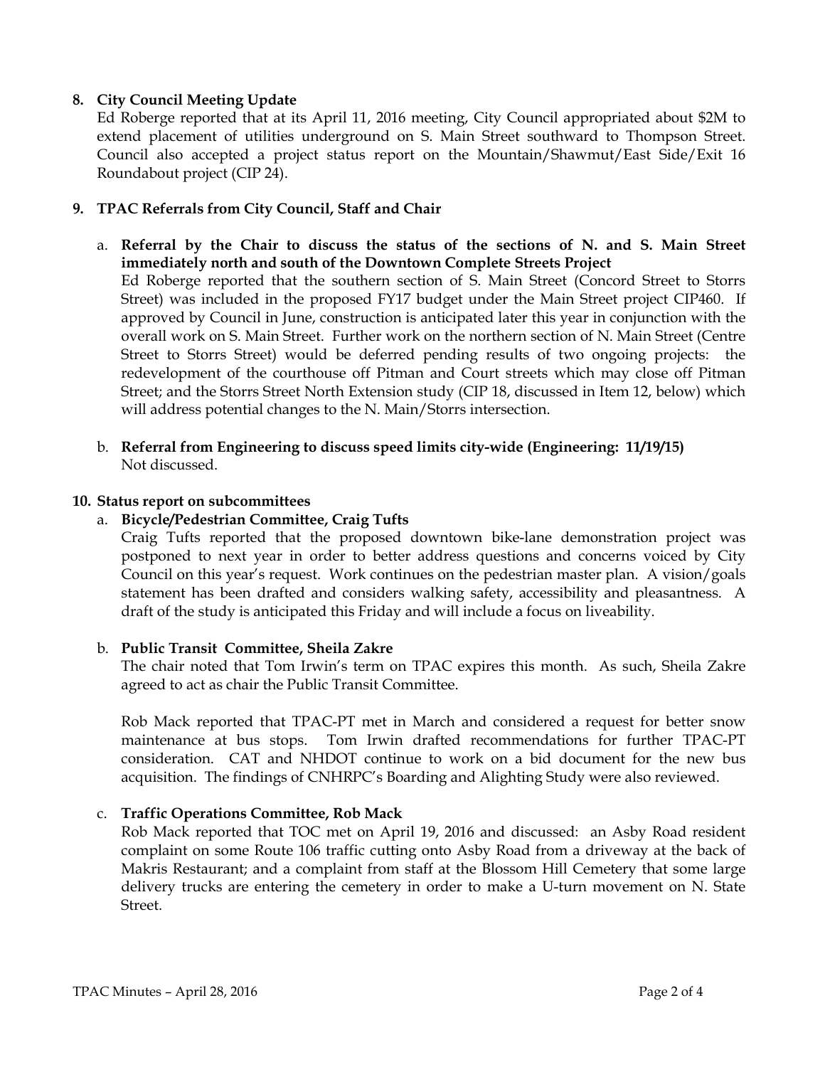**8. City Council Meeting Update**

Ed Roberge reported that at its April 11, 2016 meeting, City Council appropriated about $2M to extend placement of utilities underground on S. Main Street southward to Thompson Street. Council also accepted a project status report on the Mountain/Shawmut/East Side/Exit 16 Roundabout project (CIP 24).

**9. TPAC Referrals from City Council, Staff and Chair**

a. **Referral by the Chair to discuss the status of the sections of N. and S. Main Street immediately north and south of the Downtown Complete Streets Project**

Ed Roberge reported that the southern section of S. Main Street (Concord Street to Storrs Street) was included in the proposed FY17 budget under the Main Street project CIP460. If approved by Council in June, construction is anticipated later this year in conjunction with the overall work on S. Main Street. Further work on the northern section of N. Main Street (Centre Street to Storrs Street) would be deferred pending results of two ongoing projects: the redevelopment of the courthouse off Pitman and Court streets which may close off Pitman Street; and the Storrs Street North Extension study (CIP 18, discussed in Item 12, below) which will address potential changes to the N. Main/Storrs intersection.

b. **Referral from Engineering to discuss speed limits city-wide (Engineering: 11/19/15)**

Not discussed.

**10. Status report on subcommittees**

a. **Bicycle/Pedestrian Committee, Craig Tufts**

Craig Tufts reported that the proposed downtown bike-lane demonstration project was postponed to next year in order to better address questions and concerns voiced by City Council on this year's request. Work continues on the pedestrian master plan. A vision/goals statement has been drafted and considers walking safety, accessibility and pleasantness. A draft of the study is anticipated this Friday and will include a focus on liveability.

b. **Public Transit Committee, Sheila Zakre**

The chair noted that Tom Irwin's term on TPAC expires this month. As such, Sheila Zakre agreed to act as chair the Public Transit Committee.

Rob Mack reported that TPAC-PT met in March and considered a request for better snow maintenance at bus stops. Tom Irwin drafted recommendations for further TPAC-PT consideration. CAT and NHDOT continue to work on a bid document for the new bus acquisition. The findings of CNHRPC's Boarding and Alighting Study were also reviewed.

c. **Traffic Operations Committee, Rob Mack**

Rob Mack reported that TOC met on April 19, 2016 and discussed: an Asby Road resident complaint on some Route 106 traffic cutting onto Asby Road from a driveway at the back of Makris Restaurant; and a complaint from staff at the Blossom Hill Cemetery that some large delivery trucks are entering the cemetery in order to make a U-turn movement on N. State Street.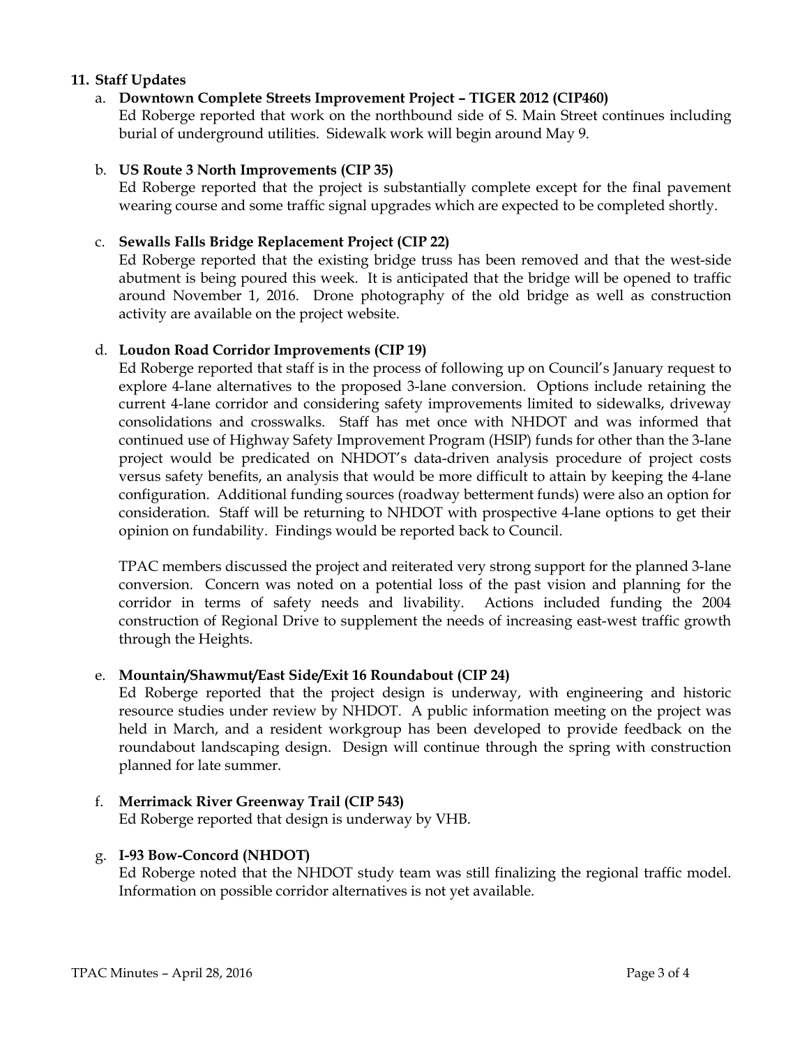**11. Staff Updates**

a. **Downtown Complete Streets Improvement Project – TIGER 2012 (CIP460)**
Ed Roberge reported that work on the northbound side of S. Main Street continues including burial of underground utilities. Sidewalk work will begin around May 9.

b. **US Route 3 North Improvements (CIP 35)**
Ed Roberge reported that the project is substantially complete except for the final pavement wearing course and some traffic signal upgrades which are expected to be completed shortly.

c. **Sewalls Falls Bridge Replacement Project (CIP 22)**
Ed Roberge reported that the existing bridge truss has been removed and that the west-side abutment is being poured this week. It is anticipated that the bridge will be opened to traffic around November 1, 2016. Drone photography of the old bridge as well as construction activity are available on the project website.

d. **Loudon Road Corridor Improvements (CIP 19)**
Ed Roberge reported that staff is in the process of following up on Council's January request to explore 4-lane alternatives to the proposed 3-lane conversion. Options include retaining the current 4-lane corridor and considering safety improvements limited to sidewalks, driveway consolidations and crosswalks. Staff has met once with NHDOT and was informed that continued use of Highway Safety Improvement Program (HSIP) funds for other than the 3-lane project would be predicated on NHDOT's data-driven analysis procedure of project costs versus safety benefits, an analysis that would be more difficult to attain by keeping the 4-lane configuration. Additional funding sources (roadway betterment funds) were also an option for consideration. Staff will be returning to NHDOT with prospective 4-lane options to get their opinion on fundability. Findings would be reported back to Council.

TPAC members discussed the project and reiterated very strong support for the planned 3-lane conversion. Concern was noted on a potential loss of the past vision and planning for the corridor in terms of safety needs and livability. Actions included funding the 2004 construction of Regional Drive to supplement the needs of increasing east-west traffic growth through the Heights.

e. **Mountain/Shawmut/East Side/Exit 16 Roundabout (CIP 24)**
Ed Roberge reported that the project design is underway, with engineering and historic resource studies under review by NHDOT. A public information meeting on the project was held in March, and a resident workgroup has been developed to provide feedback on the roundabout landscaping design. Design will continue through the spring with construction planned for late summer.

f. **Merrimack River Greenway Trail (CIP 543)**
Ed Roberge reported that design is underway by VHB.

g. **I-93 Bow-Concord (NHDOT)**
Ed Roberge noted that the NHDOT study team was still finalizing the regional traffic model. Information on possible corridor alternatives is not yet available.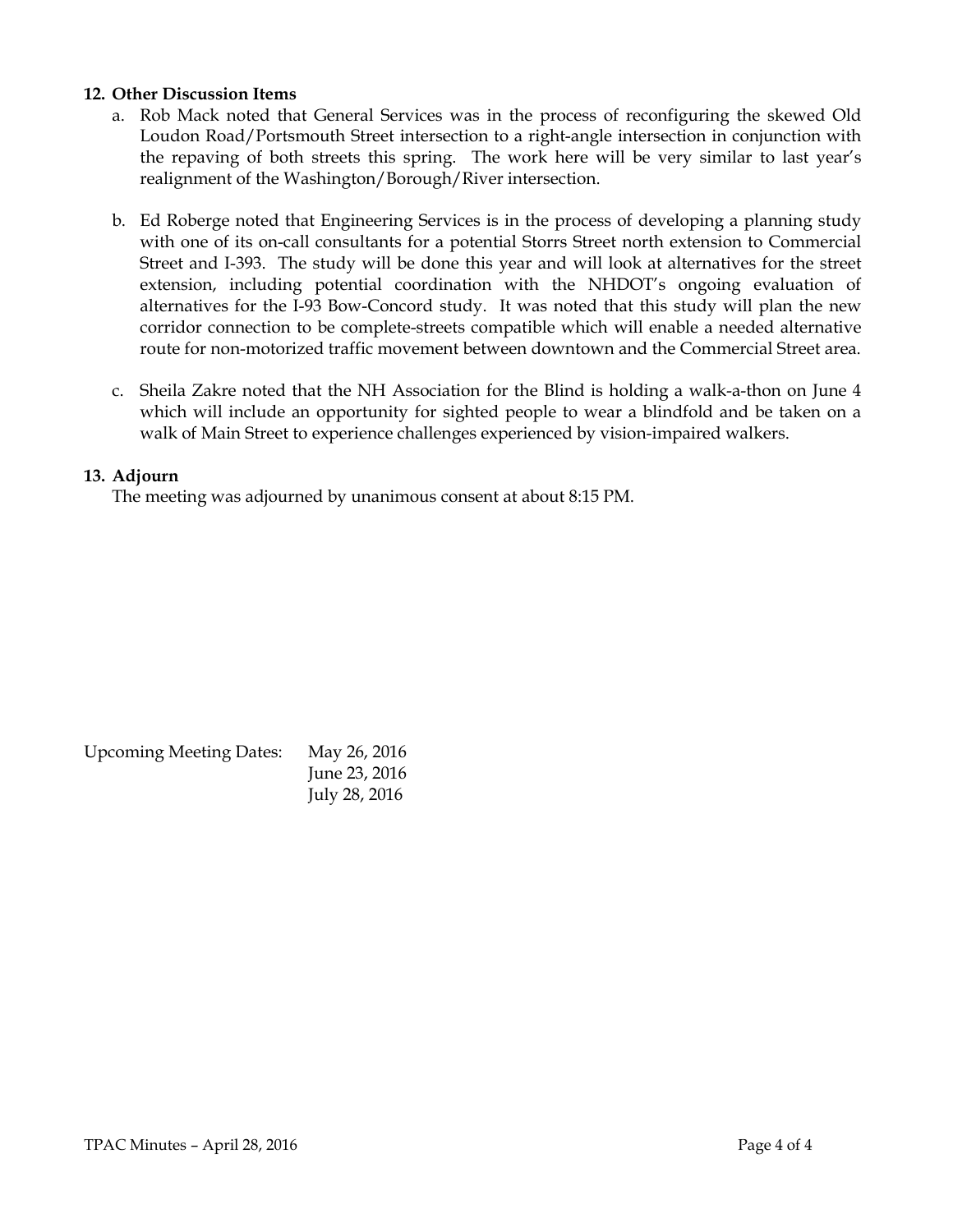**12. Other Discussion Items**

a. Rob Mack noted that General Services was in the process of reconfiguring the skewed Old Loudon Road/Portsmouth Street intersection to a right-angle intersection in conjunction with the repaving of both streets this spring. The work here will be very similar to last year's realignment of the Washington/Borough/River intersection.

b. Ed Roberge noted that Engineering Services is in the process of developing a planning study with one of its on-call consultants for a potential Storrs Street north extension to Commercial Street and I-393. The study will be done this year and will look at alternatives for the street extension, including potential coordination with the NHDOT's ongoing evaluation of alternatives for the I-93 Bow-Concord study. It was noted that this study will plan the new corridor connection to be complete-streets compatible which will enable a needed alternative route for non-motorized traffic movement between downtown and the Commercial Street area.

c. Sheila Zakre noted that the NH Association for the Blind is holding a walk-a-thon on June 4 which will include an opportunity for sighted people to wear a blindfold and be taken on a walk of Main Street to experience challenges experienced by vision-impaired walkers.

**13. Adjourn**

The meeting was adjourned by unanimous consent at about 8:15 PM.

Upcoming Meeting Dates: May 26, 2016
June 23, 2016
July 28, 2016